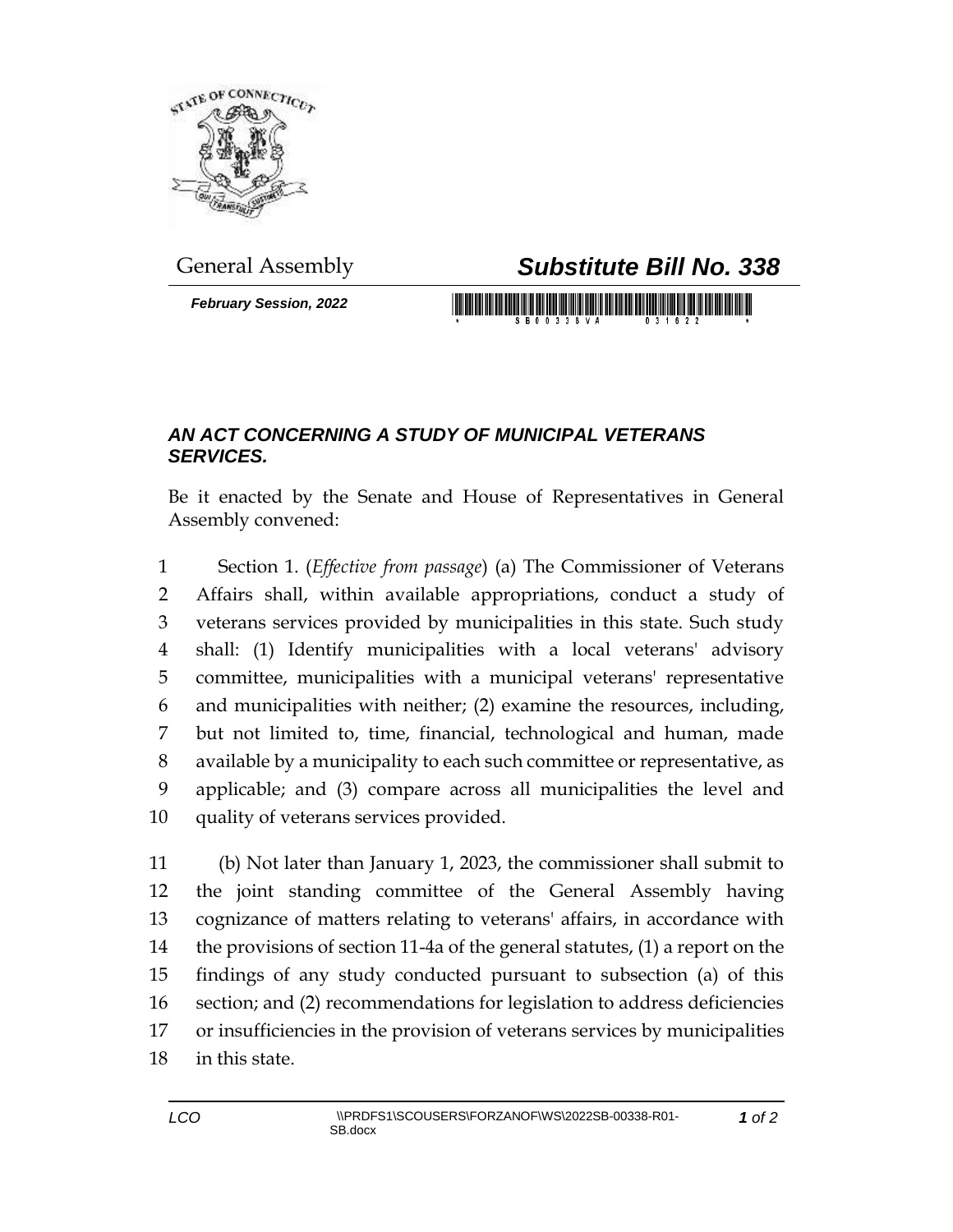General Assembly

# *Substitute Bill No. 338*

***February Session, 2022***

## *AN ACT CONCERNING A STUDY OF MUNICIPAL VETERANS SERVICES.*

Be it enacted by the Senate and House of Representatives in General Assembly convened:

Section 1. (*Effective from passage*) (a) The Commissioner of Veterans Affairs shall, within available appropriations, conduct a study of veterans services provided by municipalities in this state. Such study shall: (1) Identify municipalities with a local veterans' advisory committee, municipalities with a municipal veterans' representative and municipalities with neither; (2) examine the resources, including, but not limited to, time, financial, technological and human, made available by a municipality to each such committee or representative, as applicable; and (3) compare across all municipalities the level and quality of veterans services provided.

(b) Not later than January 1, 2023, the commissioner shall submit to the joint standing committee of the General Assembly having cognizance of matters relating to veterans' affairs, in accordance with the provisions of section 11-4a of the general statutes, (1) a report on the findings of any study conducted pursuant to subsection (a) of this section; and (2) recommendations for legislation to address deficiencies or insufficiencies in the provision of veterans services by municipalities in this state.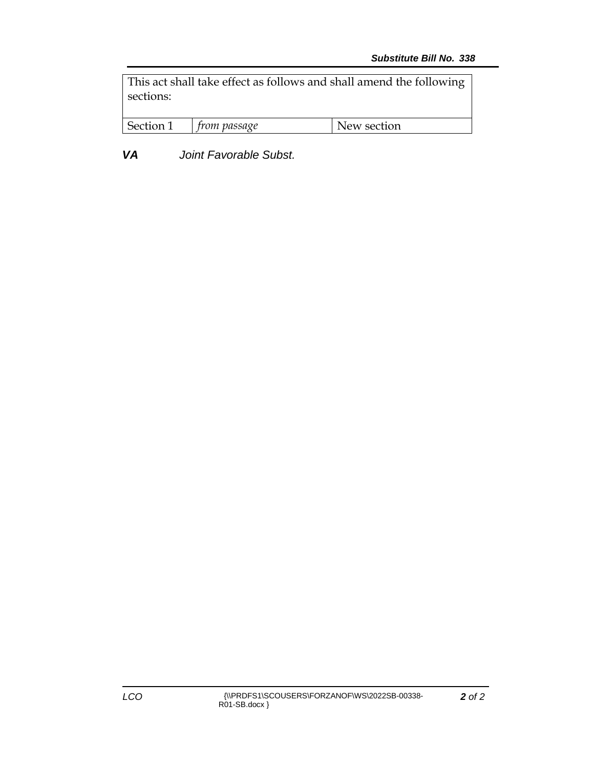| This act shall take effect as follows and shall amend the following sections: | | |
| --- | --- | --- |
| Section 1 | *from passage* | New section |

***VA*** *Joint Favorable Subst.*